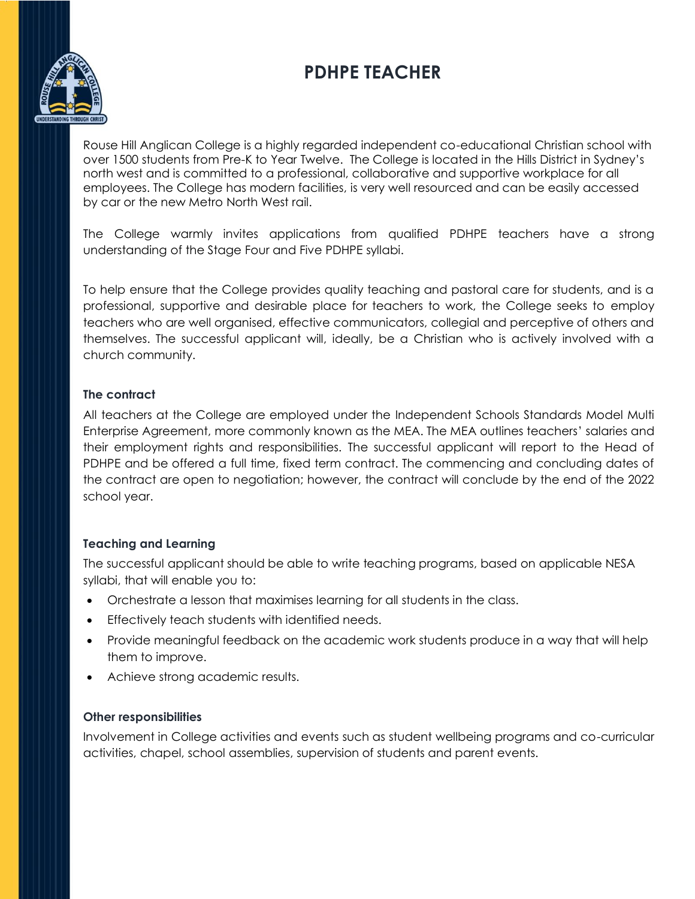# PDHPE TEACHER

Rouse Hill Anglican College is a highly regarded independent co-educational Christian school with over 1500 students from Pre-K to Year Twelve. The College is located in the Hills District in Sydney's north west and is committed to a professional, collaborative and supportive workplace for all employees. The College has modern facilities, is very well resourced and can be easily accessed by car or the new Metro North West rail.

The College warmly invites applications from qualified PDHPE teachers have a strong understanding of the Stage Four and Five PDHPE syllabi.

To help ensure that the College provides quality teaching and pastoral care for students, and is a professional, supportive and desirable place for teachers to work, the College seeks to employ teachers who are well organised, effective communicators, collegial and perceptive of others and themselves. The successful applicant will, ideally, be a Christian who is actively involved with a church community.

### The contract

All teachers at the College are employed under the Independent Schools Standards Model Multi Enterprise Agreement, more commonly known as the MEA. The MEA outlines teachers' salaries and their employment rights and responsibilities. The successful applicant will report to the Head of PDHPE and be offered a full time, fixed term contract. The commencing and concluding dates of the contract are open to negotiation; however, the contract will conclude by the end of the 2022 school year.

### Teaching and Learning

The successful applicant should be able to write teaching programs, based on applicable NESA syllabi, that will enable you to:

- Orchestrate a lesson that maximises learning for all students in the class.
- Effectively teach students with identified needs.
- Provide meaningful feedback on the academic work students produce in a way that will help them to improve.
- Achieve strong academic results.

### Other responsibilities

Involvement in College activities and events such as student wellbeing programs and co-curricular activities, chapel, school assemblies, supervision of students and parent events.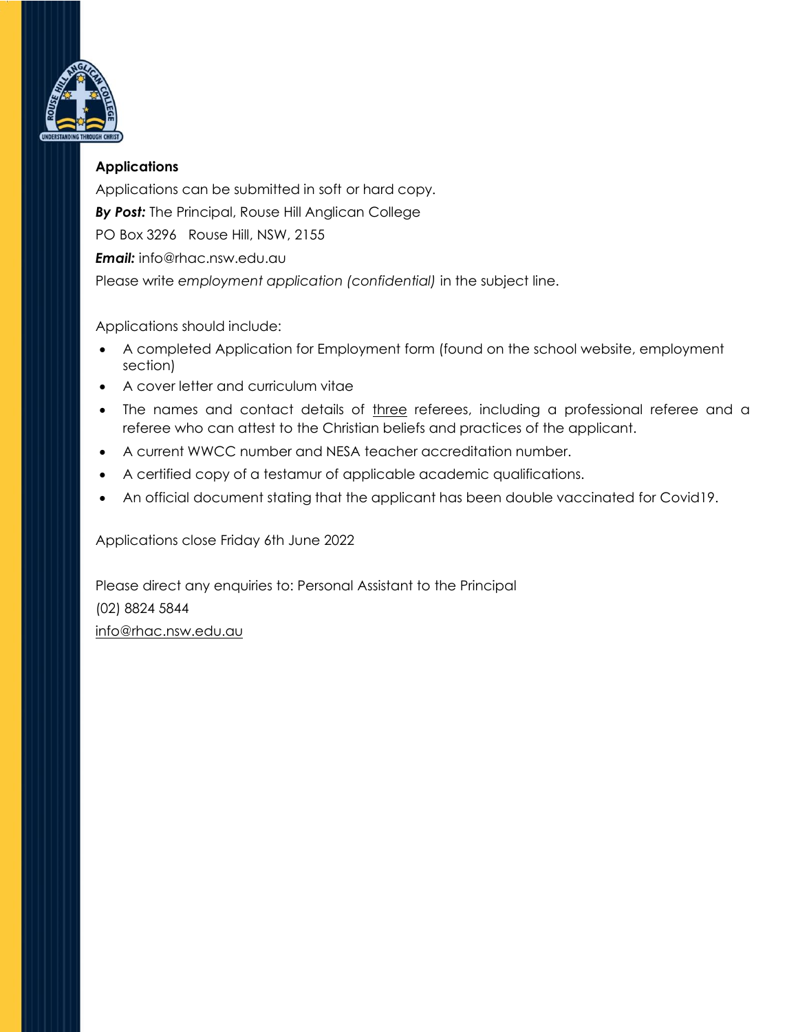**Applications**

Applications can be submitted in soft or hard copy.

***By Post:*** The Principal, Rouse Hill Anglican College

PO Box 3296 Rouse Hill, NSW, 2155

***Email:*** info@rhac.nsw.edu.au

Please write *employment application (confidential)* in the subject line.

Applications should include:

- A completed Application for Employment form (found on the school website, employment section)
- A cover letter and curriculum vitae
- The names and contact details of three referees, including a professional referee and a referee who can attest to the Christian beliefs and practices of the applicant.
- A current WWCC number and NESA teacher accreditation number.
- A certified copy of a testamur of applicable academic qualifications.
- An official document stating that the applicant has been double vaccinated for Covid19.

Applications close Friday 6th June 2022

Please direct any enquiries to: Personal Assistant to the Principal

(02) 8824 5844

info@rhac.nsw.edu.au